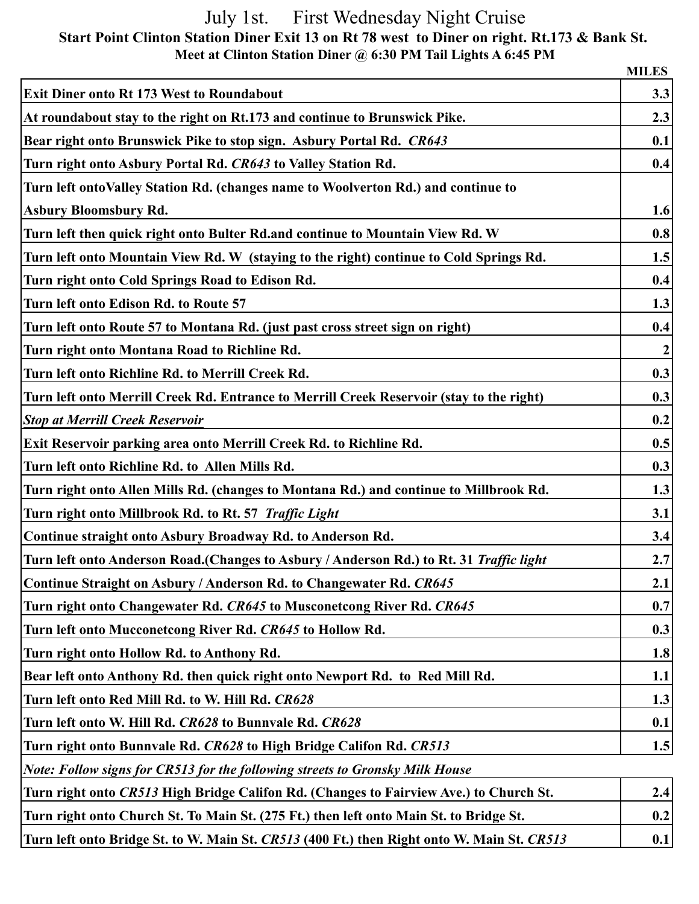# July 1st. First Wednesday Night Cruise

**Start Point Clinton Station Diner Exit 13 on Rt 78 west to Diner on right. Rt.173 & Bank St.**

**Meet at Clinton Station Diner @ 6:30 PM Tail Lights A 6:45 PM**

| | MILES |
|---|---|
| **Exit Diner onto Rt 173 West to Roundabout** | **3.3** |
| **At roundabout stay to the right on Rt.173 and continue to Brunswick Pike.** | **2.3** |
| **Bear right onto Brunswick Pike to stop sign. Asbury Portal Rd. *CR643*** | **0.1** |
| **Turn right onto Asbury Portal Rd. *CR643* to Valley Station Rd.** | **0.4** |
| **Turn left ontoValley Station Rd. (changes name to Woolverton Rd.) and continue to Asbury Bloomsbury Rd.** | **1.6** |
| **Turn left then quick right onto Bulter Rd.and continue to Mountain View Rd. W** | **0.8** |
| **Turn left onto Mountain View Rd. W (staying to the right) continue to Cold Springs Rd.** | **1.5** |
| **Turn right onto Cold Springs Road to Edison Rd.** | **0.4** |
| **Turn left onto Edison Rd. to Route 57** | **1.3** |
| **Turn left onto Route 57 to Montana Rd. (just past cross street sign on right)** | **0.4** |
| **Turn right onto Montana Road to Richline Rd.** | **2** |
| **Turn left onto Richline Rd. to Merrill Creek Rd.** | **0.3** |
| **Turn left onto Merrill Creek Rd. Entrance to Merrill Creek Reservoir (stay to the right)** | **0.3** |
| ***Stop at Merrill Creek Reservoir*** | **0.2** |
| **Exit Reservoir parking area onto Merrill Creek Rd. to Richline Rd.** | **0.5** |
| **Turn left onto Richline Rd. to Allen Mills Rd.** | **0.3** |
| **Turn right onto Allen Mills Rd. (changes to Montana Rd.) and continue to Millbrook Rd.** | **1.3** |
| **Turn right onto Millbrook Rd. to Rt. 57 *Traffic Light*** | **3.1** |
| **Continue straight onto Asbury Broadway Rd. to Anderson Rd.** | **3.4** |
| **Turn left onto Anderson Road.(Changes to Asbury / Anderson Rd.) to Rt. 31 *Traffic light*** | **2.7** |
| **Continue Straight on Asbury / Anderson Rd. to Changewater Rd. *CR645*** | **2.1** |
| **Turn right onto Changewater Rd. *CR645* to Musconetcong River Rd. *CR645*** | **0.7** |
| **Turn left onto Mucconetcong River Rd. *CR645* to Hollow Rd.** | **0.3** |
| **Turn right onto Hollow Rd. to Anthony Rd.** | **1.8** |
| **Bear left onto Anthony Rd. then quick right onto Newport Rd. to Red Mill Rd.** | **1.1** |
| **Turn left onto Red Mill Rd. to W. Hill Rd. *CR628*** | **1.3** |
| **Turn left onto W. Hill Rd. *CR628* to Bunnvale Rd. *CR628*** | **0.1** |
| **Turn right onto Bunnvale Rd. *CR628* to High Bridge Califon Rd. *CR513*** | **1.5** |
| ***Note: Follow signs for CR513 for the following streets to Gronsky Milk House*** | |
| **Turn right onto *CR513* High Bridge Califon Rd. (Changes to Fairview Ave.) to Church St.** | **2.4** |
| **Turn right onto Church St. To Main St. (275 Ft.) then left onto Main St. to Bridge St.** | **0.2** |
| **Turn left onto Bridge St. to W. Main St. *CR513* (400 Ft.) then Right onto W. Main St. *CR513*** | **0.1** |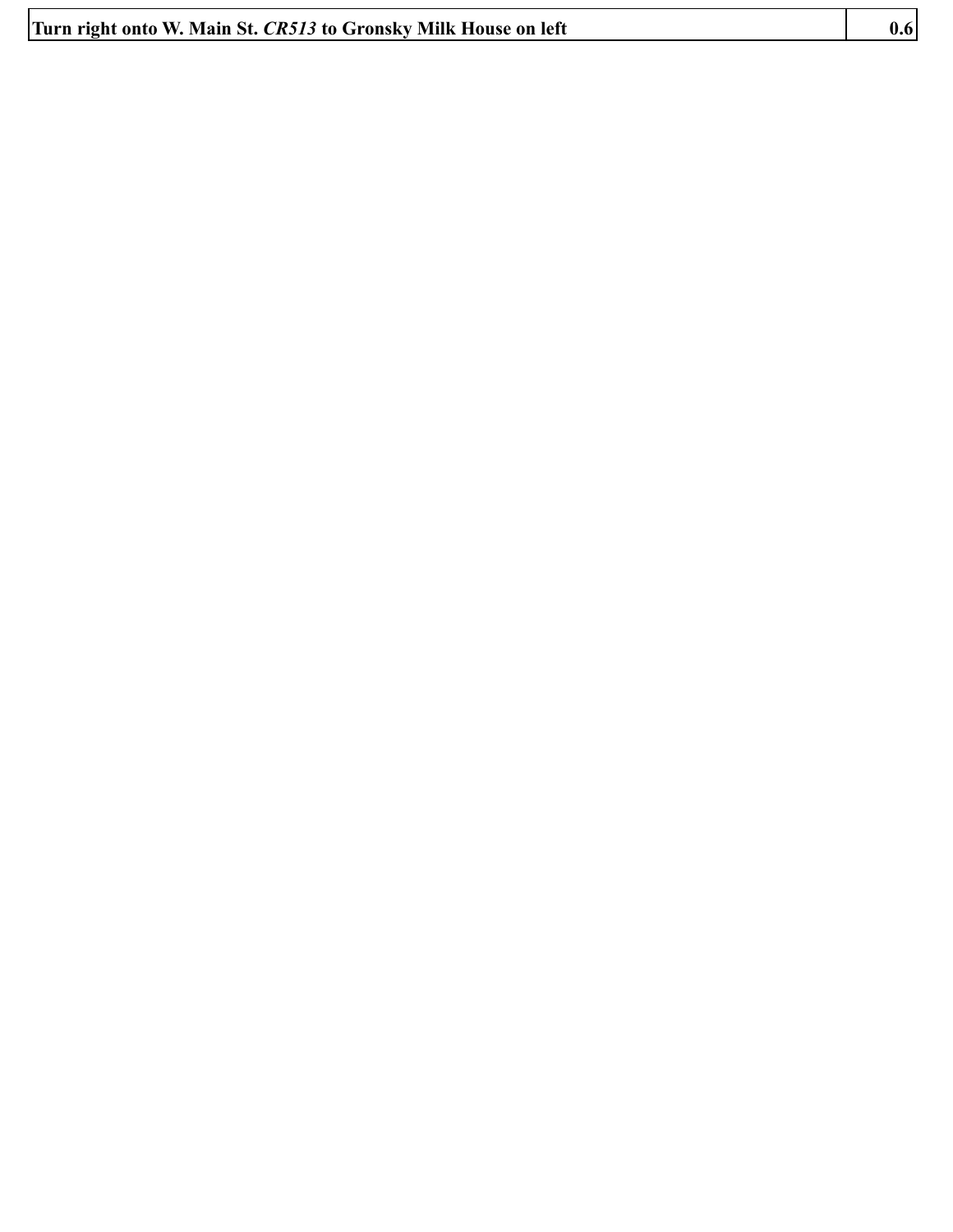| | |
|---|---|
| **Turn right onto W. Main St. *CR513* to Gronsky Milk House on left** | **0.6** |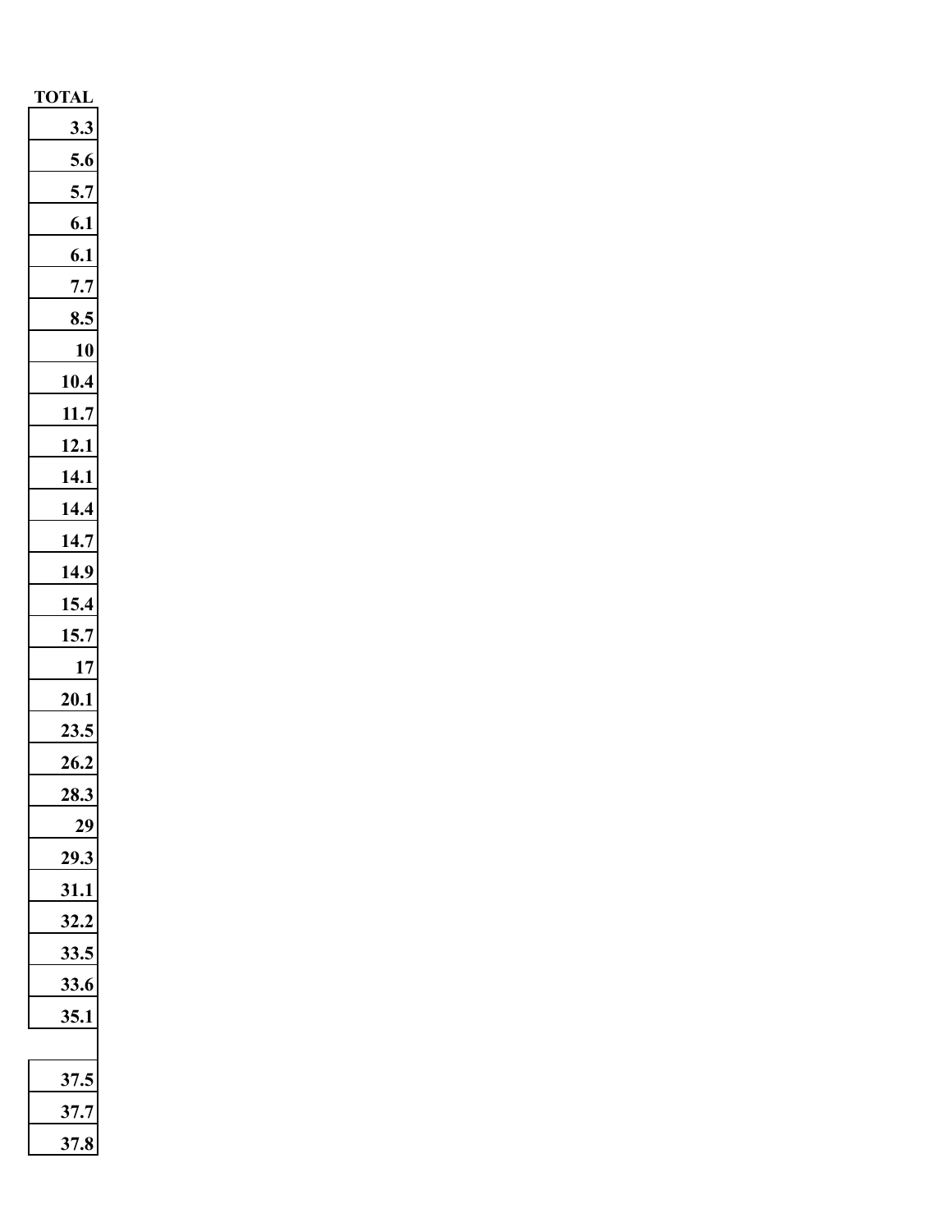| TOTAL |
| --- |
| 3.3 |
| 5.6 |
| 5.7 |
| 6.1 |
| 6.1 |
| 7.7 |
| 8.5 |
| 10 |
| 10.4 |
| 11.7 |
| 12.1 |
| 14.1 |
| 14.4 |
| 14.7 |
| 14.9 |
| 15.4 |
| 15.7 |
| 17 |
| 20.1 |
| 23.5 |
| 26.2 |
| 28.3 |
| 29 |
| 29.3 |
| 31.1 |
| 32.2 |
| 33.5 |
| 33.6 |
| 35.1 |
| |
| 37.5 |
| 37.7 |
| 37.8 |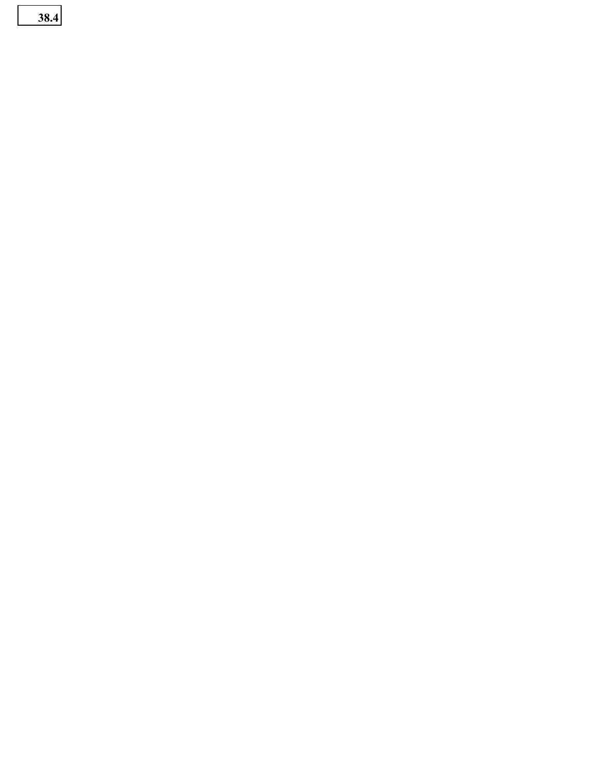**38.4**